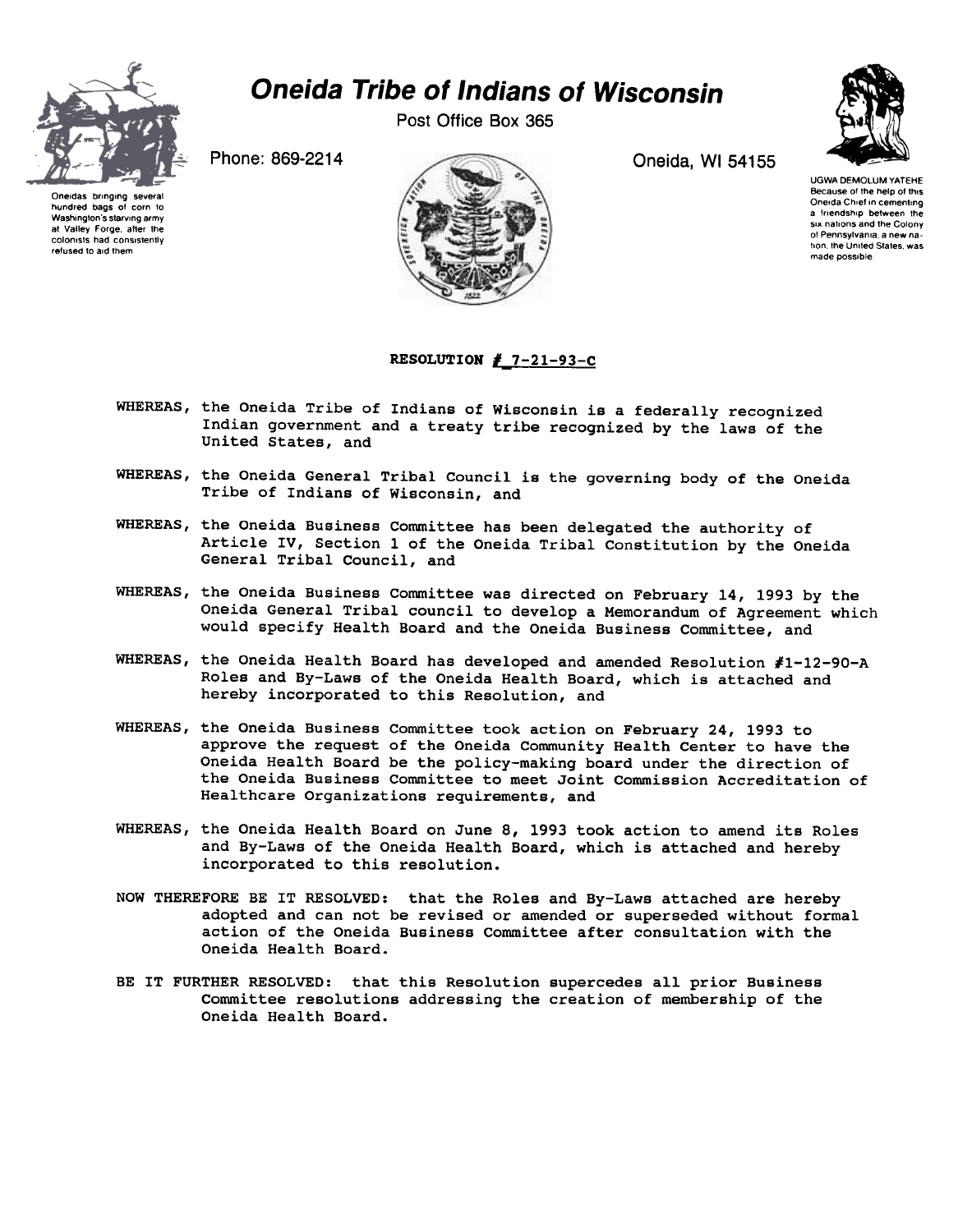# Oneida Tribe of Indians of Wisconsin

Post Office Box 365

Phone: 869-2214

Oneida, WI 54155

Oneidas bringing several hundred bags of corn to Washington's starving army at Valley Forge, after the colonists had consistently refused to aid them

UGWA DEMOLUM YATEHE
Because of the help of this Oneida Chief in cementing a friendship between the six nations and the Colony of Pennsylvania, a new nation, the United States, was made possible.

**RESOLUTION # 7-21-93-C**

WHEREAS, the Oneida Tribe of Indians of Wisconsin is a federally recognized Indian government and a treaty tribe recognized by the laws of the United States, and

WHEREAS, the Oneida General Tribal Council is the governing body of the Oneida Tribe of Indians of Wisconsin, and

WHEREAS, the Oneida Business Committee has been delegated the authority of Article IV, Section 1 of the Oneida Tribal Constitution by the Oneida General Tribal Council, and

WHEREAS, the Oneida Business Committee was directed on February 14, 1993 by the Oneida General Tribal council to develop a Memorandum of Agreement which would specify Health Board and the Oneida Business Committee, and

WHEREAS, the Oneida Health Board has developed and amended Resolution #1-12-90-A Roles and By-Laws of the Oneida Health Board, which is attached and hereby incorporated to this Resolution, and

WHEREAS, the Oneida Business Committee took action on February 24, 1993 to approve the request of the Oneida Community Health Center to have the Oneida Health Board be the policy-making board under the direction of the Oneida Business Committee to meet Joint Commission Accreditation of Healthcare Organizations requirements, and

WHEREAS, the Oneida Health Board on June 8, 1993 took action to amend its Roles and By-Laws of the Oneida Health Board, which is attached and hereby incorporated to this resolution.

NOW THEREFORE BE IT RESOLVED: that the Roles and By-Laws attached are hereby adopted and can not be revised or amended or superseded without formal action of the Oneida Business Committee after consultation with the Oneida Health Board.

BE IT FURTHER RESOLVED: that this Resolution supercedes all prior Business Committee resolutions addressing the creation of membership of the Oneida Health Board.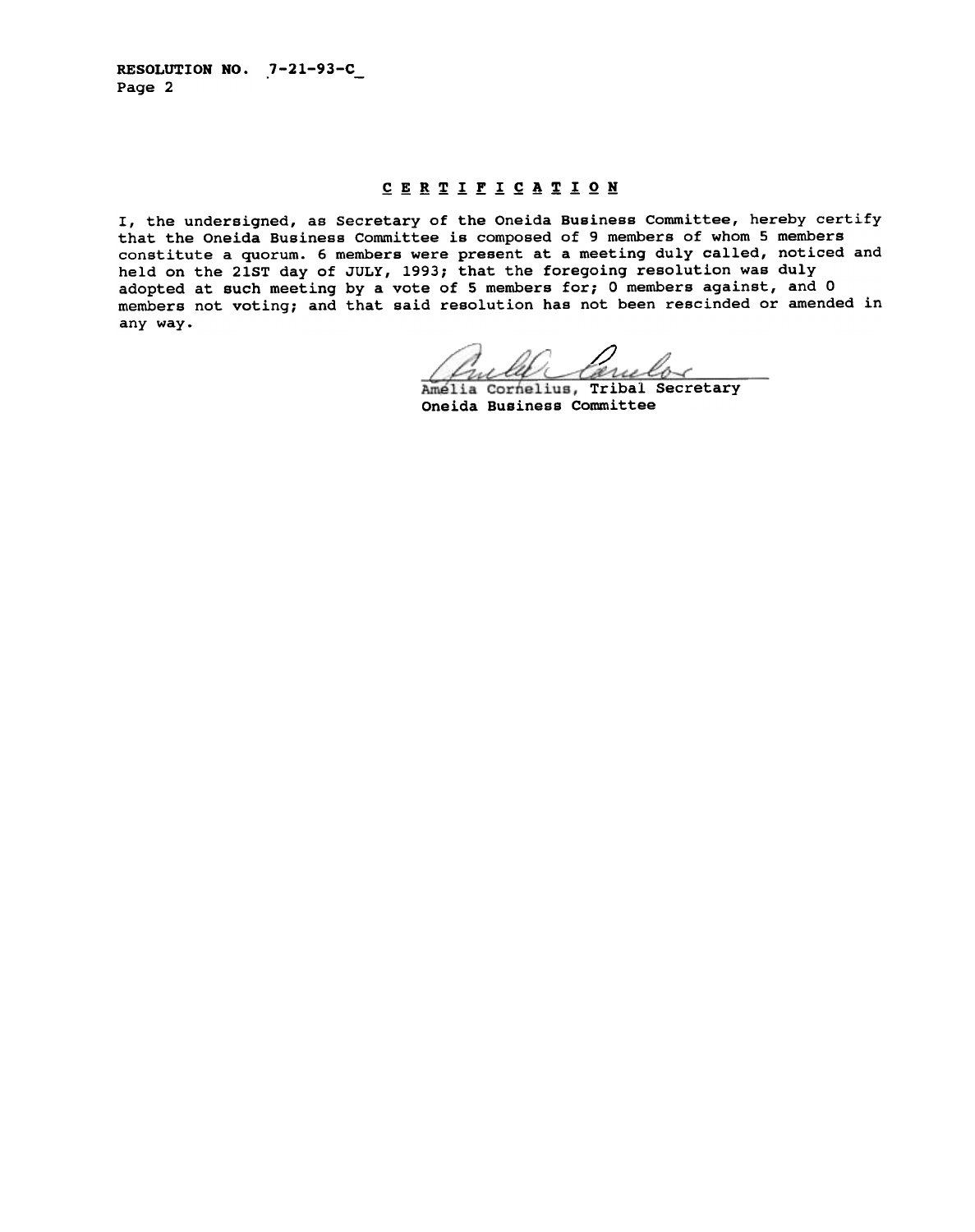RESOLUTION NO. 7-21-93-C_
Page 2

## C E R T I F I C A T I O N

I, the undersigned, as Secretary of the Oneida Business Committee, hereby certify that the Oneida Business Committee is composed of 9 members of whom 5 members constitute a quorum. 6 members were present at a meeting duly called, noticed and held on the 21ST day of JULY, 1993; that the foregoing resolution was duly adopted at such meeting by a vote of 5 members for; 0 members against, and 0 members not voting; and that said resolution has not been rescinded or amended in any way.

Amelia Cornelius, Tribal Secretary
Oneida Business Committee